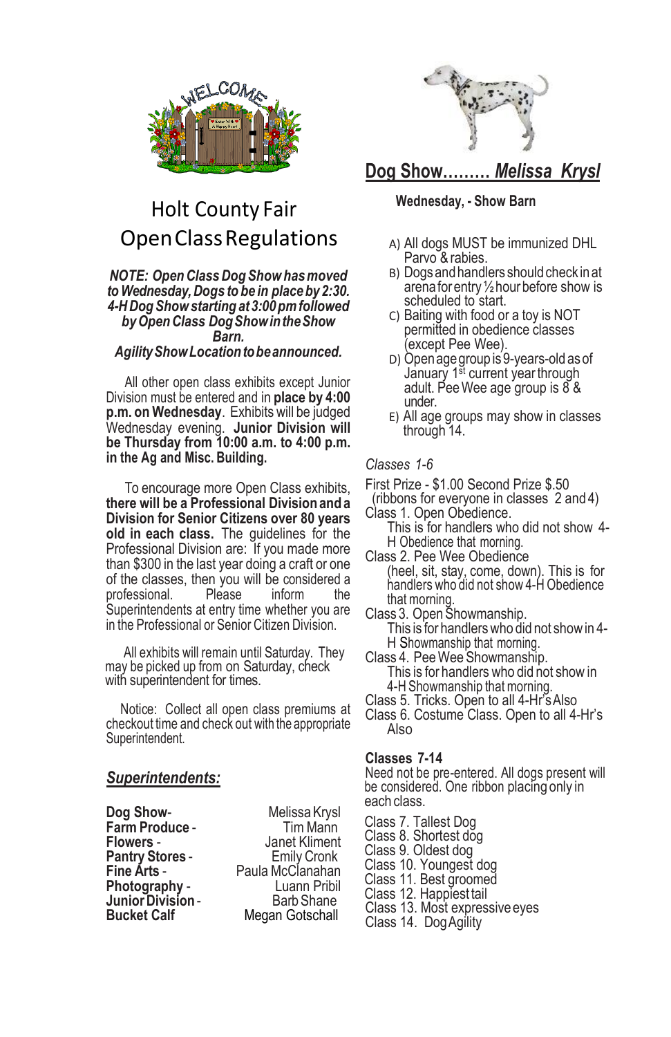# Holt County Fair
# Open Class Regulations

***NOTE: Open Class Dog Show has moved to Wednesday, Dogs to be in place by 2:30. 4-H Dog Show starting at 3:00 pm followed by Open Class Dog Show in the Show Barn.***
***Agility Show Location to be announced.***

All other open class exhibits except Junior Division must be entered and in **place by 4:00 p.m. on Wednesday**. Exhibits will be judged Wednesday evening. **Junior Division will be Thursday from 10:00 a.m. to 4:00 p.m. in the Ag and Misc. Building.**

To encourage more Open Class exhibits, **there will be a Professional Division and a Division for Senior Citizens over 80 years old in each class.** The guidelines for the Professional Division are: If you made more than $300 in the last year doing a craft or one of the classes, then you will be considered a professional. Please inform the Superintendents at entry time whether you are in the Professional or Senior Citizen Division.

All exhibits will remain until Saturday. They may be picked up from on Saturday, check with superintendent for times.

Notice: Collect all open class premiums at checkout time and check out with the appropriate Superintendent.

## *Superintendents:*

| | |
|---|---|
| **Dog Show**- | Melissa Krysl |
| **Farm Produce** - | Tim Mann |
| **Flowers** - | Janet Kliment |
| **Pantry Stores** - | Emily Cronk |
| **Fine Arts** - | Paula McClanahan |
| **Photography** - | Luann Pribil |
| **Junior Division** - | Barb Shane |
| **Bucket Calf** | Megan Gotschall |

## Dog Show......... *Melissa Krysl*

**Wednesday, - Show Barn**

A) All dogs MUST be immunized DHL Parvo & rabies.
B) Dogs and handlers should check in at arena for entry ½ hour before show is scheduled to start.
C) Baiting with food or a toy is NOT permitted in obedience classes (except Pee Wee).
D) Open age group is 9-years-old as of January 1st current year through adult. Pee Wee age group is 8 & under.
E) All age groups may show in classes through 14.

*Classes 1-6*

First Prize - $1.00 Second Prize $.50
(ribbons for everyone in classes 2 and 4)

Class 1. Open Obedience.
This is for handlers who did not show 4-H Obedience that morning.

Class 2. Pee Wee Obedience
(heel, sit, stay, come, down). This is for handlers who did not show 4-H Obedience that morning.

Class 3. Open Showmanship.
This is for handlers who did not show in 4-H Showmanship that morning.

Class 4. Pee Wee Showmanship.
This is for handlers who did not show in 4-H Showmanship that morning.

Class 5. Tricks. Open to all 4-Hr's Also

Class 6. Costume Class. Open to all 4-Hr's Also

**Classes 7-14**

Need not be pre-entered. All dogs present will be considered. One ribbon placing only in each class.

Class 7. Tallest Dog
Class 8. Shortest dog
Class 9. Oldest dog
Class 10. Youngest dog
Class 11. Best groomed
Class 12. Happiest tail
Class 13. Most expressive eyes
Class 14. Dog Agility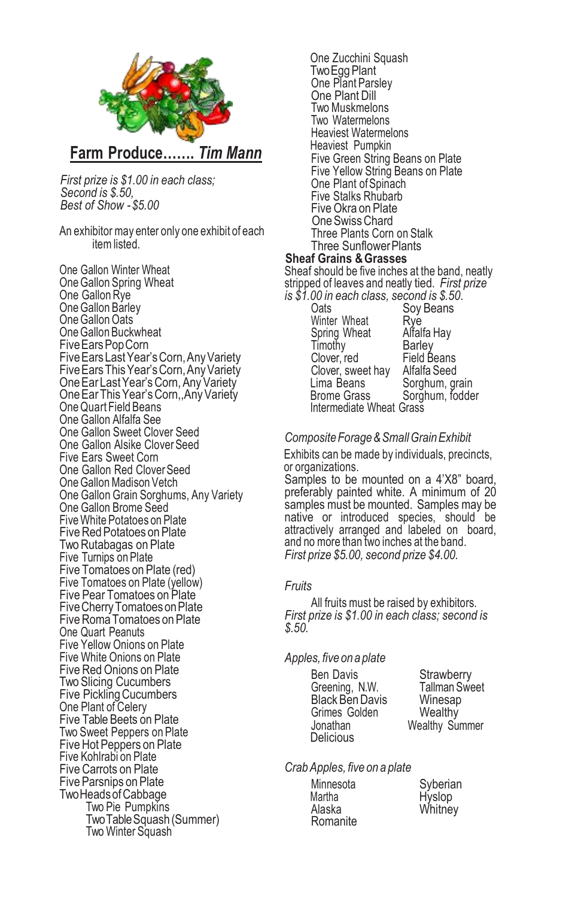## Farm Produce....... *Tim Mann*

*First prize is $1.00 in each class;*
*Second is $.50,*
*Best of Show - $5.00*

An exhibitor may enter only one exhibit of each item listed.

One Gallon Winter Wheat
One Gallon Spring Wheat
One Gallon Rye
One Gallon Barley
One Gallon Oats
One Gallon Buckwheat
Five Ears Pop Corn
Five Ears Last Year's Corn, Any Variety
Five Ears This Year's Corn, Any Variety
One Ear Last Year's Corn, Any Variety
One Ear This Year's Corn,,Any Variety
One Quart Field Beans
One Gallon Alfalfa See
One Gallon Sweet Clover Seed
One Gallon Alsike Clover Seed
Five Ears Sweet Corn
One Gallon Red Clover Seed
One Gallon Madison Vetch
One Gallon Grain Sorghums, Any Variety
One Gallon Brome Seed
Five White Potatoes on Plate
Five Red Potatoes on Plate
Two Rutabagas on Plate
Five Turnips on Plate
Five Tomatoes on Plate (red)
Five Tomatoes on Plate (yellow)
Five Pear Tomatoes on Plate
Five Cherry Tomatoes on Plate
Five Roma Tomatoes on Plate
One Quart Peanuts
Five Yellow Onions on Plate
Five White Onions on Plate
Five Red Onions on Plate
Two Slicing Cucumbers
Five Pickling Cucumbers
One Plant of Celery
Five Table Beets on Plate
Two Sweet Peppers on Plate
Five Hot Peppers on Plate
Five Kohlrabi on Plate
Five Carrots on Plate
Five Parsnips on Plate
Two Heads of Cabbage
Two Pie Pumpkins
Two Table Squash (Summer)
Two Winter Squash
One Zucchini Squash
Two Egg Plant
One Plant Parsley
One Plant Dill
Two Muskmelons
Two Watermelons
Heaviest Watermelons
Heaviest Pumpkin
Five Green String Beans on Plate
Five Yellow String Beans on Plate
One Plant of Spinach
Five Stalks Rhubarb
Five Okra on Plate
One Swiss Chard
Three Plants Corn on Stalk
Three Sunflower Plants

### Sheaf Grains & Grasses

Sheaf should be five inches at the band, neatly stripped of leaves and neatly tied. *First prize is $1.00 in each class, second is $.50.*

Oats
Winter Wheat
Spring Wheat
Timothy
Clover, red
Clover, sweet hay
Lima Beans
Brome Grass
Intermediate Wheat Grass
Soy Beans
Rye
Alfalfa Hay
Barley
Field Beans
Alfalfa Seed
Sorghum, grain
Sorghum, fodder

### *Composite Forage & Small Grain Exhibit*

Exhibits can be made by individuals, precincts, or organizations.
Samples to be mounted on a 4'X8" board, preferably painted white. A minimum of 20 samples must be mounted. Samples may be native or introduced species, should be attractively arranged and labeled on board, and no more than two inches at the band.
*First prize $5.00, second prize $4.00.*

### *Fruits*

All fruits must be raised by exhibitors.
*First prize is $1.00 in each class; second is $.50.*

#### *Apples, five on a plate*

Ben Davis
Greening, N.W.
Black Ben Davis
Grimes Golden
Jonathan
Delicious
Strawberry
Tallman Sweet
Winesap
Wealthy
Wealthy Summer

#### *Crab Apples, five on a plate*

Minnesota
Martha
Alaska
Romanite
Syberian
Hyslop
Whitney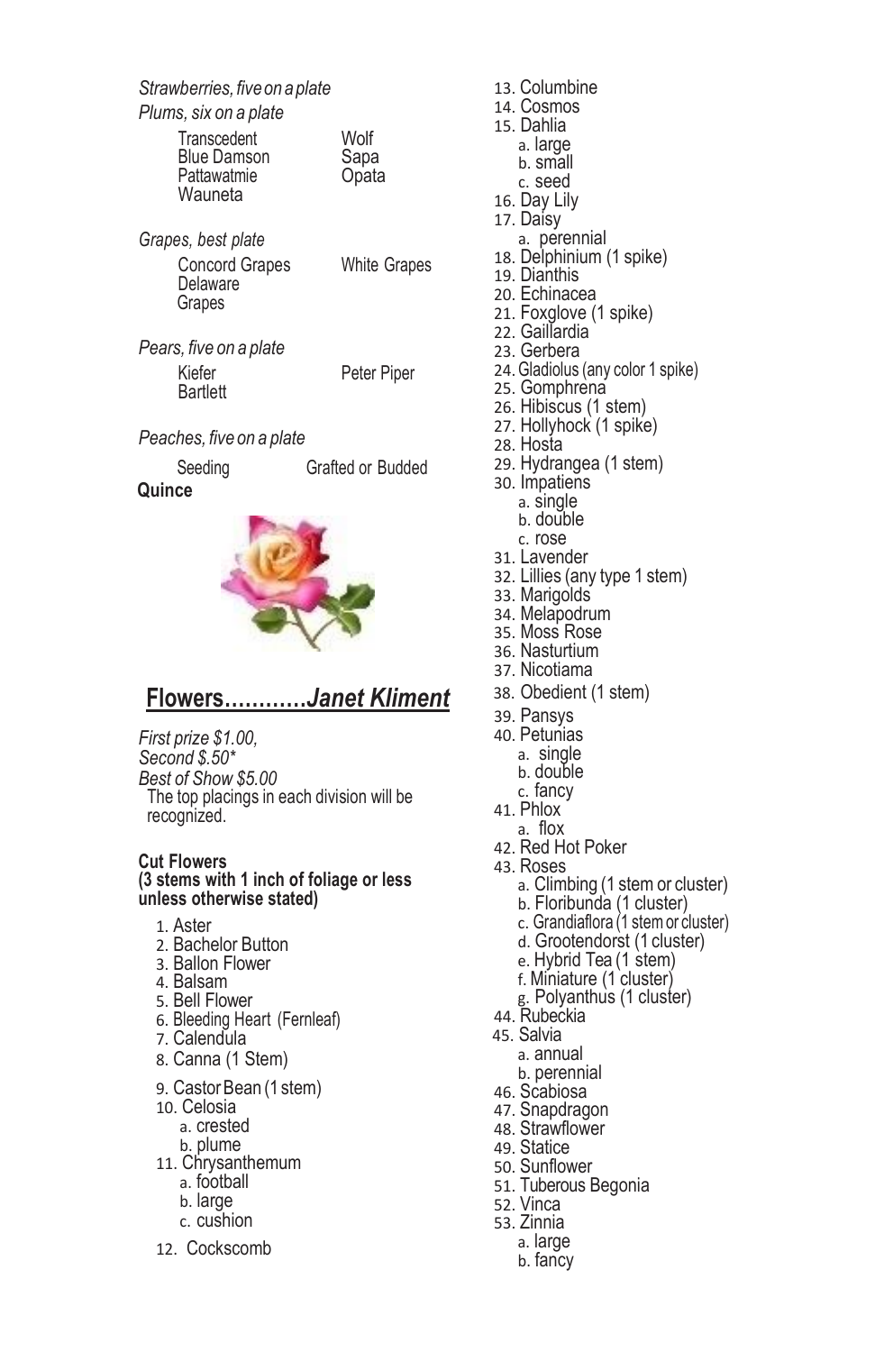*Strawberries, five on a plate*

*Plums, six on a plate*

- Transcedent
- Blue Damson
- Pattawatmie
- Wauneta
- Wolf
- Sapa
- Opata

*Grapes, best plate*

- Concord Grapes
- Delaware Grapes
- White Grapes

*Pears, five on a plate*

- Kiefer
- Bartlett
- Peter Piper

*Peaches, five on a plate*

- Seeding
- Grafted or Budded

**Quince**

## Flowers............*Janet Kliment*

*First prize $1.00,*
*Second $.50**
*Best of Show $5.00*
The top placings in each division will be recognized.

**Cut Flowers**
**(3 stems with 1 inch of foliage or less unless otherwise stated)**

1. Aster
2. Bachelor Button
3. Ballon Flower
4. Balsam
5. Bell Flower
6. Bleeding Heart (Fernleaf)
7. Calendula
8. Canna (1 Stem)
9. Castor Bean (1 stem)
10. Celosia
    a. crested
    b. plume
11. Chrysanthemum
    a. football
    b. large
    c. cushion
12. Cockscomb
13. Columbine
14. Cosmos
15. Dahlia
    a. large
    b. small
    c. seed
16. Day Lily
17. Daisy
    a. perennial
18. Delphinium (1 spike)
19. Dianthis
20. Echinacea
21. Foxglove (1 spike)
22. Gaillardia
23. Gerbera
24. Gladiolus (any color 1 spike)
25. Gomphrena
26. Hibiscus (1 stem)
27. Hollyhock (1 spike)
28. Hosta
29. Hydrangea (1 stem)
30. Impatiens
    a. single
    b. double
    c. rose
31. Lavender
32. Lillies (any type 1 stem)
33. Marigolds
34. Melapodrum
35. Moss Rose
36. Nasturtium
37. Nicotiama
38. Obedient (1 stem)
39. Pansys
40. Petunias
    a. single
    b. double
    c. fancy
41. Phlox
    a. flox
42. Red Hot Poker
43. Roses
    a. Climbing (1 stem or cluster)
    b. Floribunda (1 cluster)
    c. Grandiaflora (1 stem or cluster)
    d. Grootendorst (1 cluster)
    e. Hybrid Tea (1 stem)
    f. Miniature (1 cluster)
    g. Polyanthus (1 cluster)
44. Rubeckia
45. Salvia
    a. annual
    b. perennial
46. Scabiosa
47. Snapdragon
48. Strawflower
49. Statice
50. Sunflower
51. Tuberous Begonia
52. Vinca
53. Zinnia
    a. large
    b. fancy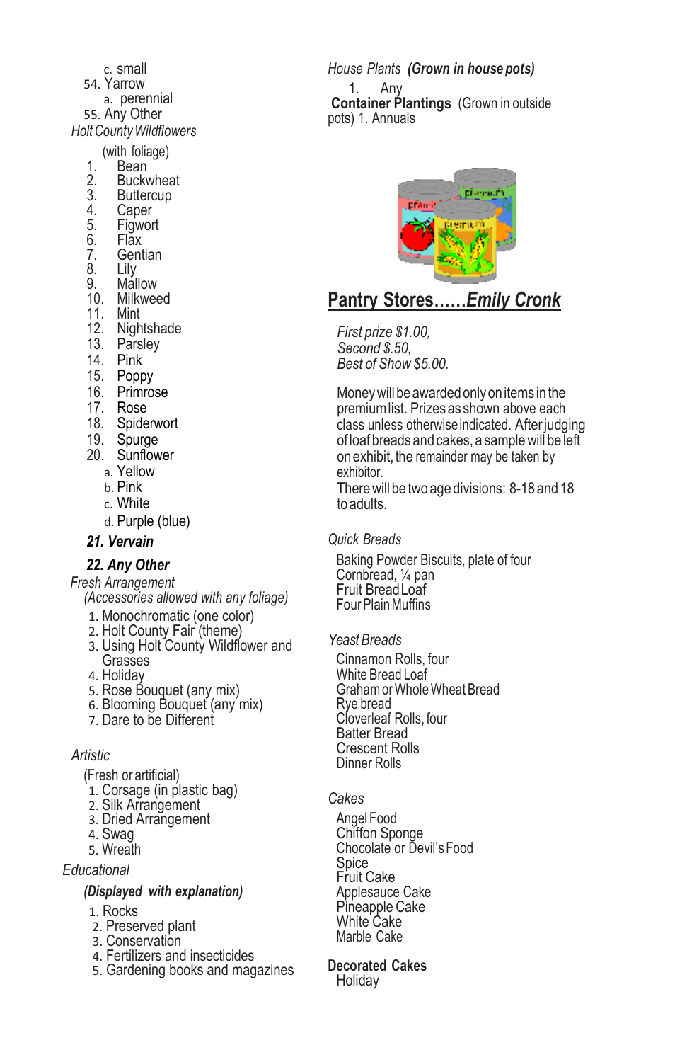c. small

54. Yarrow

a. perennial

55. Any Other

*Holt County Wildflowers*

(with foliage)

1. Bean
2. Buckwheat
3. Buttercup
4. Caper
5. Figwort
6. Flax
7. Gentian
8. Lily
9. Mallow
10. Milkweed
11. Mint
12. Nightshade
13. Parsley
14. Pink
15. Poppy
16. Primrose
17. Rose
18. Spiderwort
19. Spurge
20. Sunflower
    a. Yellow
    b. Pink
    c. White
    d. Purple (blue)
21. ***Vervain***
22. ***Any Other***

*Fresh Arrangement*

*(Accessories allowed with any foliage)*

1. Monochromatic (one color)
2. Holt County Fair (theme)
3. Using Holt County Wildflower and Grasses
4. Holiday
5. Rose Bouquet (any mix)
6. Blooming Bouquet (any mix)
7. Dare to be Different

*Artistic*

(Fresh or artificial)

1. Corsage (in plastic bag)
2. Silk Arrangement
3. Dried Arrangement
4. Swag
5. Wreath

*Educational*

***(Displayed with explanation)***

1. Rocks
2. Preserved plant
3. Conservation
4. Fertilizers and insecticides
5. Gardening books and magazines

*House Plants* ***(Grown in house pots)***

1. Any

**Container Plantings** (Grown in outside pots) 1. Annuals

## Pantry Stores……*Emily Cronk*

*First prize $1.00,*
*Second $.50,*
*Best of Show $5.00.*

Money will be awarded only on items in the premium list. Prizes as shown above each class unless otherwise indicated. After judging of loaf breads and cakes, a sample will be left on exhibit, the remainder may be taken by exhibitor.

There will be two age divisions: 8-18 and 18 to adults.

*Quick Breads*

Baking Powder Biscuits, plate of four
Cornbread, ¼ pan
Fruit Bread Loaf
Four Plain Muffins

*Yeast Breads*

Cinnamon Rolls, four
White Bread Loaf
Graham or Whole Wheat Bread
Rye bread
Cloverleaf Rolls, four
Batter Bread
Crescent Rolls
Dinner Rolls

*Cakes*

Angel Food
Chiffon Sponge
Chocolate or Devil's Food
Spice
Fruit Cake
Applesauce Cake
Pineapple Cake
White Cake
Marble Cake

**Decorated Cakes**

Holiday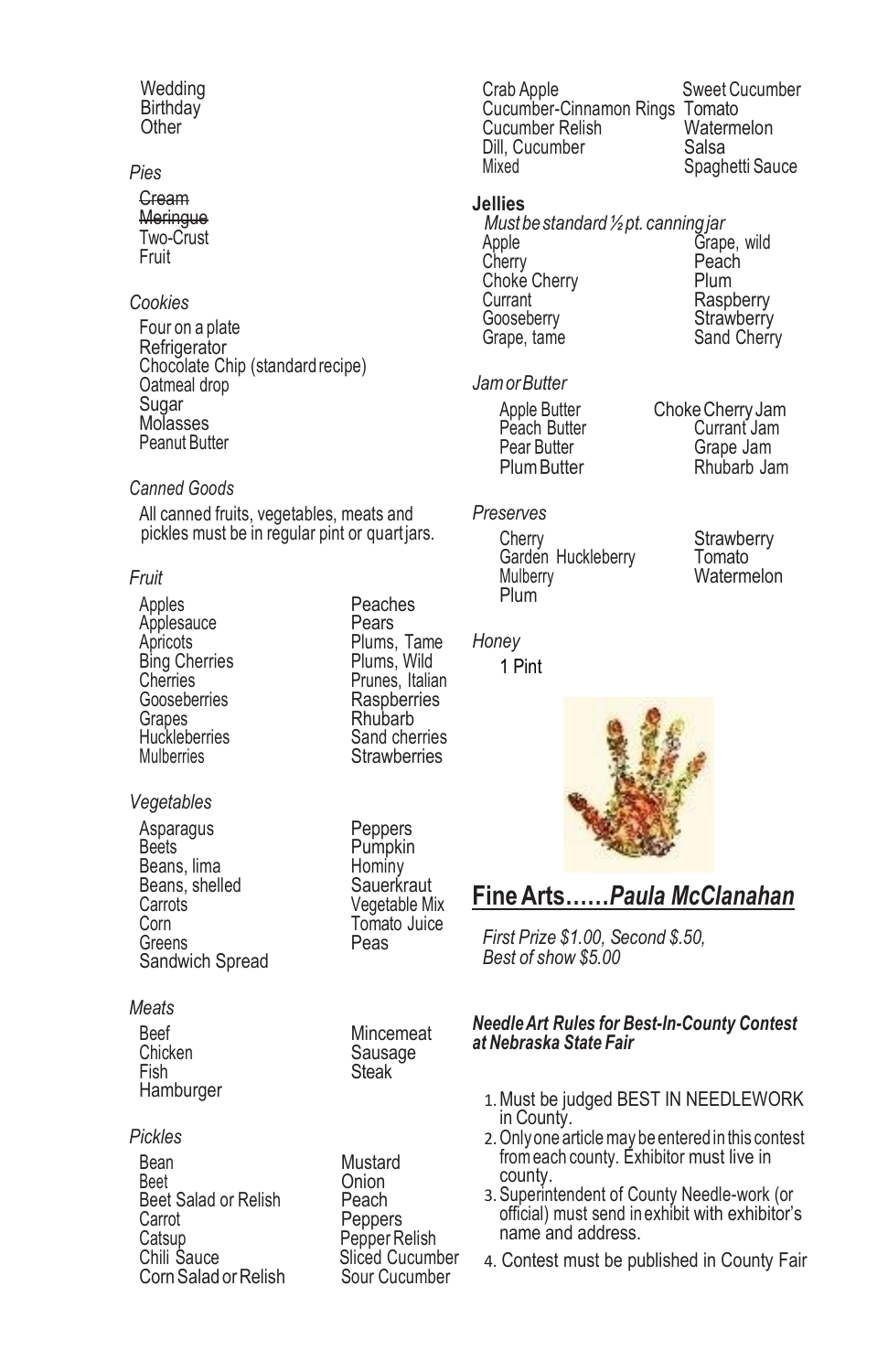Wedding
Birthday
Other

*Pies*

~~Cream~~
~~Meringue~~
Two-Crust
Fruit

*Cookies*

Four on a plate
Refrigerator
Chocolate Chip (standard recipe)
Oatmeal drop
Sugar
Molasses
Peanut Butter

*Canned Goods*

All canned fruits, vegetables, meats and pickles must be in regular pint or quart jars.

*Fruit*

Apples
Applesauce
Apricots
Bing Cherries
Cherries
Gooseberries
Grapes
Huckleberries
Mulberries
Peaches
Pears
Plums, Tame
Plums, Wild
Prunes, Italian
Raspberries
Rhubarb
Sand cherries
Strawberries

*Vegetables*

Asparagus
Beets
Beans, lima
Beans, shelled
Carrots
Corn
Greens
Sandwich Spread
Peppers
Pumpkin
Hominy
Sauerkraut
Vegetable Mix
Tomato Juice
Peas

*Meats*

Beef
Chicken
Fish
Hamburger
Mincemeat
Sausage
Steak

*Pickles*

Bean
Beet
Beet Salad or Relish
Carrot
Catsup
Chili Sauce
Corn Salad or Relish
Mustard
Onion
Peach
Peppers
Pepper Relish
Sliced Cucumber
Sour Cucumber
Crab Apple
Cucumber-Cinnamon Rings
Cucumber Relish
Dill, Cucumber
Mixed
Sweet Cucumber
Tomato
Watermelon
Salsa
Spaghetti Sauce

**Jellies**

*Must be standard ½ pt. canning jar*

Apple
Cherry
Choke Cherry
Currant
Gooseberry
Grape, tame
Grape, wild
Peach
Plum
Raspberry
Strawberry
Sand Cherry

*Jam or Butter*

Apple Butter
Peach Butter
Pear Butter
Plum Butter
Choke Cherry Jam
Currant Jam
Grape Jam
Rhubarb Jam

*Preserves*

Cherry
Garden Huckleberry
Mulberry
Plum
Strawberry
Tomato
Watermelon

*Honey*

1 Pint

## Fine Arts……*Paula McClanahan*

*First Prize $1.00, Second $.50, Best of show $5.00*

***Needle Art Rules for Best-In-County Contest at Nebraska State Fair***

1. Must be judged BEST IN NEEDLEWORK in County.
2. Only one article may be entered in this contest from each county. Exhibitor must live in county.
3. Superintendent of County Needle-work (or official) must send in exhibit with exhibitor's name and address.
4. Contest must be published in County Fair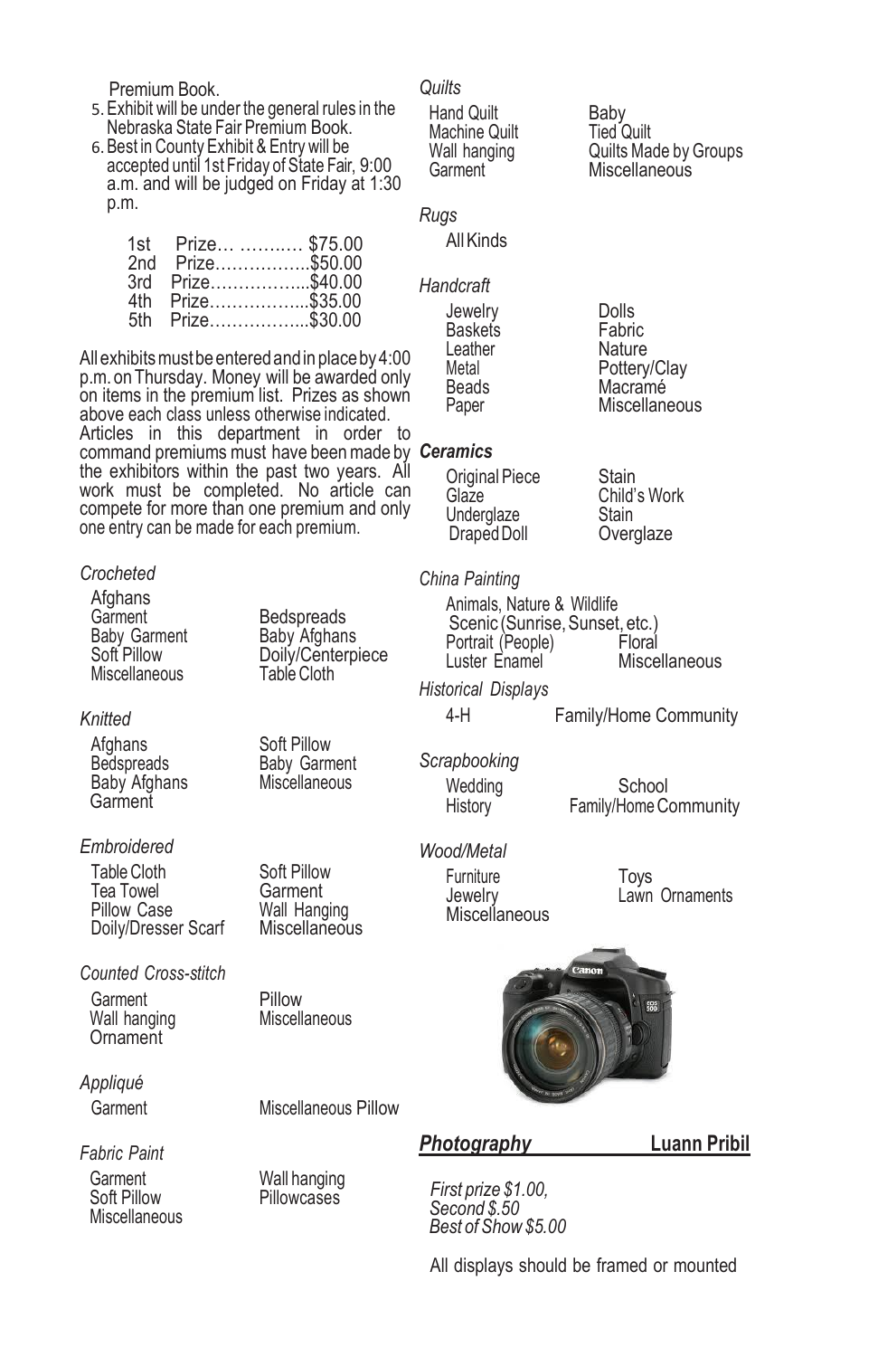Premium Book.

5. Exhibit will be under the general rules in the Nebraska State Fair Premium Book.
6. Best in County Exhibit & Entry will be accepted until 1st Friday of State Fair, 9:00 a.m. and will be judged on Friday at 1:30 p.m.

| | |
|---|---|
| 1st Prize | $75.00 |
| 2nd Prize | $50.00 |
| 3rd Prize | $40.00 |
| 4th Prize | $35.00 |
| 5th Prize | $30.00 |

All exhibits must be entered and in place by 4:00 p.m. on Thursday. Money will be awarded only on items in the premium list. Prizes as shown above each class unless otherwise indicated. Articles in this department in order to command premiums must have been made by the exhibitors within the past two years. All work must be completed. No article can compete for more than one premium and only one entry can be made for each premium.

*Crocheted*

- Afghans
- Garment
- Baby Garment
- Soft Pillow
- Miscellaneous
- Bedspreads
- Baby Afghans
- Doily/Centerpiece
- Table Cloth

*Knitted*

- Afghans
- Bedspreads
- Baby Afghans
- Garment
- Soft Pillow
- Baby Garment
- Miscellaneous

*Embroidered*

- Table Cloth
- Tea Towel
- Pillow Case
- Doily/Dresser Scarf
- Soft Pillow
- Garment
- Wall Hanging
- Miscellaneous

*Counted Cross-stitch*

- Garment
- Wall hanging
- Ornament
- Pillow
- Miscellaneous

*Appliqué*

- Garment
- Miscellaneous Pillow

*Fabric Paint*

- Garment
- Soft Pillow
- Miscellaneous
- Wall hanging
- Pillowcases

*Quilts*

- Hand Quilt
- Machine Quilt
- Wall hanging
- Garment
- Baby
- Tied Quilt
- Quilts Made by Groups
- Miscellaneous

*Rugs*

- All Kinds

*Handcraft*

- Jewelry
- Baskets
- Leather
- Metal
- Beads
- Paper
- Dolls
- Fabric
- Nature
- Pottery/Clay
- Macramé
- Miscellaneous

***Ceramics***

- Original Piece
- Glaze
- Underglaze
- Draped Doll
- Stain
- Child's Work
- Stain
- Overglaze

*China Painting*

- Animals, Nature & Wildlife
- Scenic (Sunrise, Sunset, etc.)
- Portrait (People)
- Luster Enamel
- Floral
- Miscellaneous

*Historical Displays*

- 4-H
- Family/Home Community

*Scrapbooking*

- Wedding
- History
- School
- Family/Home Community

*Wood/Metal*

- Furniture
- Jewelry
- Miscellaneous
- Toys
- Lawn Ornaments

## ***Photography*** **Luann Pribil**

*First prize $1.00,*
*Second $.50*
*Best of Show $5.00*

All displays should be framed or mounted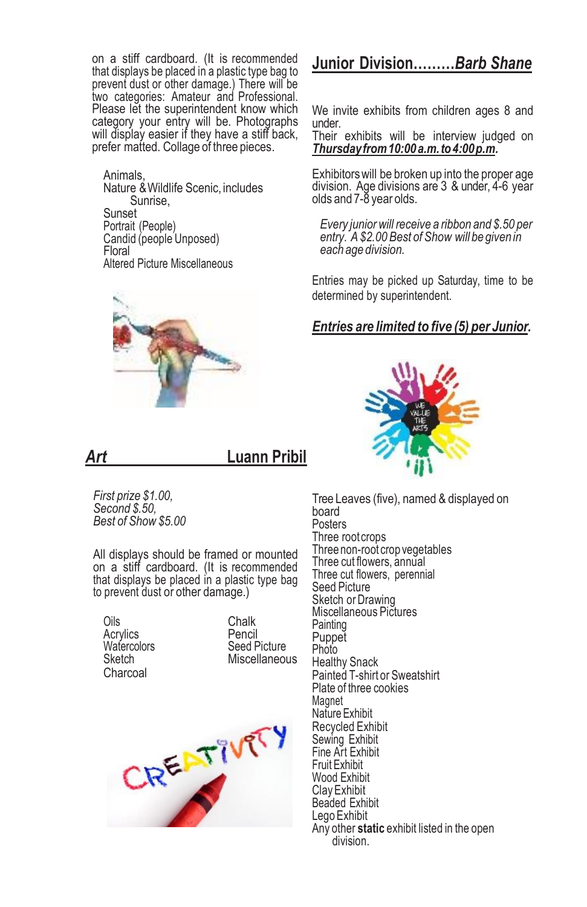on a stiff cardboard. (It is recommended that displays be placed in a plastic type bag to prevent dust or other damage.) There will be two categories: Amateur and Professional. Please let the superintendent know which category your entry will be. Photographs will display easier if they have a stiff back, prefer matted. Collage of three pieces.

- Animals,
- Nature & Wildlife Scenic, includes Sunrise,
- Sunset
- Portrait (People)
- Candid (people Unposed)
- Floral
- Altered Picture Miscellaneous

## *Art* Luann Pribil

*First prize $1.00,*
*Second $.50,*
*Best of Show $5.00*

All displays should be framed or mounted on a stiff cardboard. (It is recommended that displays be placed in a plastic type bag to prevent dust or other damage.)

- Oils
- Acrylics
- Watercolors
- Sketch
- Charcoal
- Chalk
- Pencil
- Seed Picture
- Miscellaneous

## Junior Division.........*Barb Shane*

We invite exhibits from children ages 8 and under.
Their exhibits will be interview judged on ***Thursday from 10:00 a.m. to 4:00 p.m.***

Exhibitors will be broken up into the proper age division. Age divisions are 3 & under, 4-6 year olds and 7-8 year olds.

*Every junior will receive a ribbon and $.50 per entry. A $2.00 Best of Show will be given in each age division.*

Entries may be picked up Saturday, time to be determined by superintendent.

***Entries are limited to five (5) per Junior.***

- Tree Leaves (five), named & displayed on board
- Posters
- Three root crops
- Three non-root crop vegetables
- Three cut flowers, annual
- Three cut flowers, perennial
- Seed Picture
- Sketch or Drawing
- Miscellaneous Pictures
- Painting
- Puppet
- Photo
- Healthy Snack
- Painted T-shirt or Sweatshirt
- Plate of three cookies
- Magnet
- Nature Exhibit
- Recycled Exhibit
- Sewing Exhibit
- Fine Art Exhibit
- Fruit Exhibit
- Wood Exhibit
- Clay Exhibit
- Beaded Exhibit
- Lego Exhibit
- Any other **static** exhibit listed in the open division.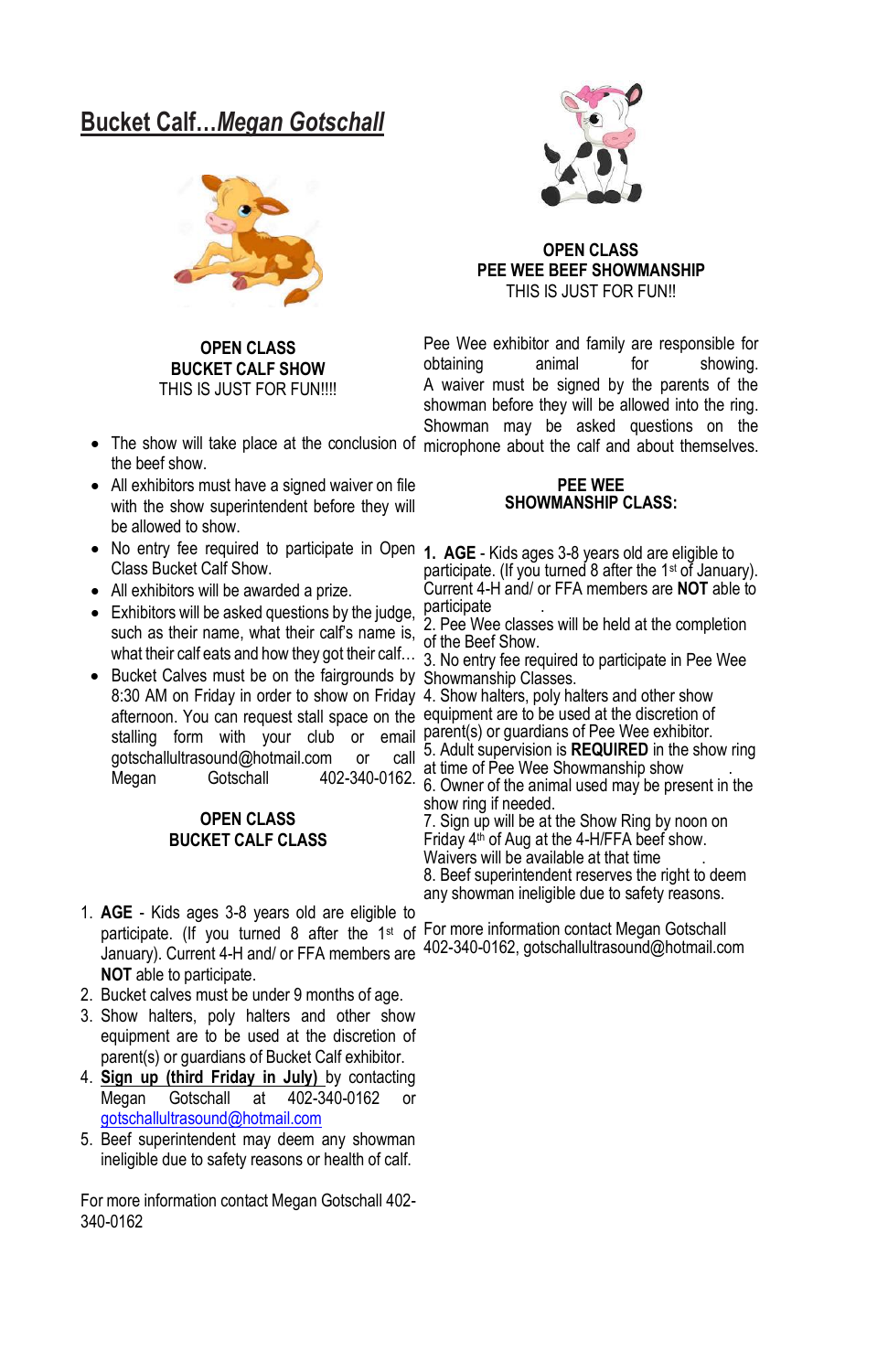# Bucket Calf…*Megan Gotschall*

**OPEN CLASS**
**BUCKET CALF SHOW**
THIS IS JUST FOR FUN!!!!

- The show will take place at the conclusion of the beef show.
- All exhibitors must have a signed waiver on file with the show superintendent before they will be allowed to show.
- No entry fee required to participate in Open Class Bucket Calf Show.
- All exhibitors will be awarded a prize.
- Exhibitors will be asked questions by the judge, such as their name, what their calf's name is, what their calf eats and how they got their calf…
- Bucket Calves must be on the fairgrounds by 8:30 AM on Friday in order to show on Friday afternoon. You can request stall space on the stalling form with your club or email gotschallultrasound@hotmail.com or call Megan Gotschall 402-340-0162.

**OPEN CLASS**
**BUCKET CALF CLASS**

1. **AGE** - Kids ages 3-8 years old are eligible to participate. (If you turned 8 after the 1st of January). Current 4-H and/ or FFA members are **NOT** able to participate.
2. Bucket calves must be under 9 months of age.
3. Show halters, poly halters and other show equipment are to be used at the discretion of parent(s) or guardians of Bucket Calf exhibitor.
4. **Sign up (third Friday in July)** by contacting Megan Gotschall at 402-340-0162 or gotschallultrasound@hotmail.com
5. Beef superintendent may deem any showman ineligible due to safety reasons or health of calf.

For more information contact Megan Gotschall 402-340-0162

**OPEN CLASS**
**PEE WEE BEEF SHOWMANSHIP**
THIS IS JUST FOR FUN!!

Pee Wee exhibitor and family are responsible for obtaining animal for showing. A waiver must be signed by the parents of the showman before they will be allowed into the ring. Showman may be asked questions on the microphone about the calf and about themselves.

**PEE WEE**
**SHOWMANSHIP CLASS:**

1. **AGE** - Kids ages 3-8 years old are eligible to participate. (If you turned 8 after the 1st of January). Current 4-H and/ or FFA members are **NOT** able to participate
2. Pee Wee classes will be held at the completion of the Beef Show.
3. No entry fee required to participate in Pee Wee Showmanship Classes.
4. Show halters, poly halters and other show equipment are to be used at the discretion of parent(s) or guardians of Pee Wee exhibitor.
5. Adult supervision is **REQUIRED** in the show ring at time of Pee Wee Showmanship show
6. Owner of the animal used may be present in the show ring if needed.
7. Sign up will be at the Show Ring by noon on Friday 4th of Aug at the 4-H/FFA beef show. Waivers will be available at that time
8. Beef superintendent reserves the right to deem any showman ineligible due to safety reasons.

For more information contact Megan Gotschall 402-340-0162, gotschallultrasound@hotmail.com